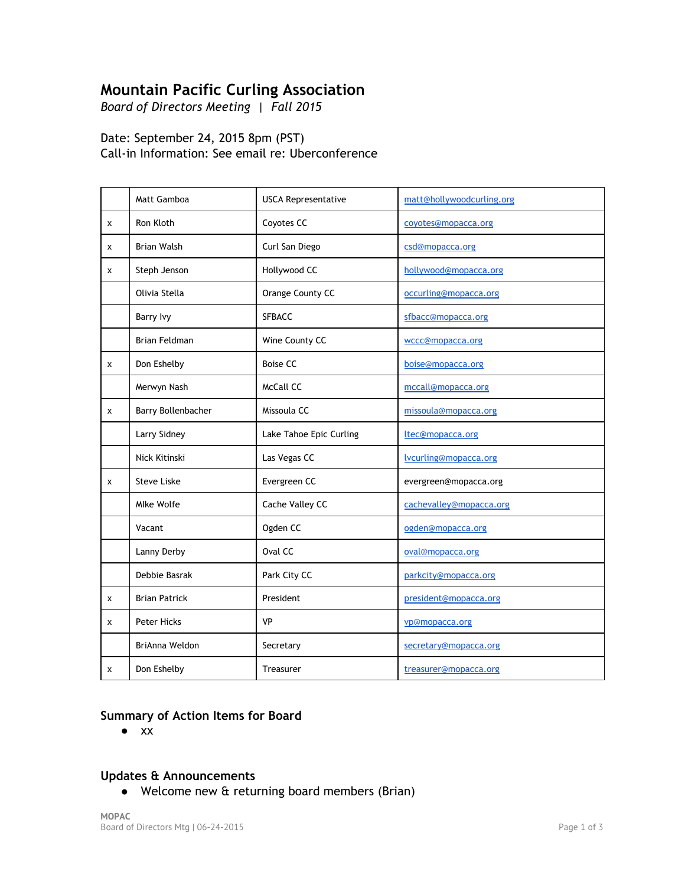# Mountain Pacific Curling Association

*Board of Directors Meeting | Fall 2015*

Date: September 24, 2015 8pm (PST)
Call-in Information: See email re: Uberconference

| | | | |
|---|---|---|---|
| | Matt Gamboa | USCA Representative | matt@hollywoodcurling.org |
| x | Ron Kloth | Coyotes CC | coyotes@mopacca.org |
| x | Brian Walsh | Curl San Diego | csd@mopacca.org |
| x | Steph Jenson | Hollywood CC | hollywood@mopacca.org |
| | Olivia Stella | Orange County CC | occurling@mopacca.org |
| | Barry Ivy | SFBACC | sfbacc@mopacca.org |
| | Brian Feldman | Wine County CC | wccc@mopacca.org |
| x | Don Eshelby | Boise CC | boise@mopacca.org |
| | Merwyn Nash | McCall CC | mccall@mopacca.org |
| x | Barry Bollenbacher | Missoula CC | missoula@mopacca.org |
| | Larry Sidney | Lake Tahoe Epic Curling | ltec@mopacca.org |
| | Nick Kitinski | Las Vegas CC | lvcurling@mopacca.org |
| x | Steve Liske | Evergreen CC | evergreen@mopacca.org |
| | MIke Wolfe | Cache Valley CC | cachevalley@mopacca.org |
| | Vacant | Ogden CC | ogden@mopacca.org |
| | Lanny Derby | Oval CC | oval@mopacca.org |
| | Debbie Basrak | Park City CC | parkcity@mopacca.org |
| x | Brian Patrick | President | president@mopacca.org |
| x | Peter Hicks | VP | vp@mopacca.org |
| | BriAnna Weldon | Secretary | secretary@mopacca.org |
| x | Don Eshelby | Treasurer | treasurer@mopacca.org |

## Summary of Action Items for Board

- xx

## Updates & Announcements

- Welcome new & returning board members (Brian)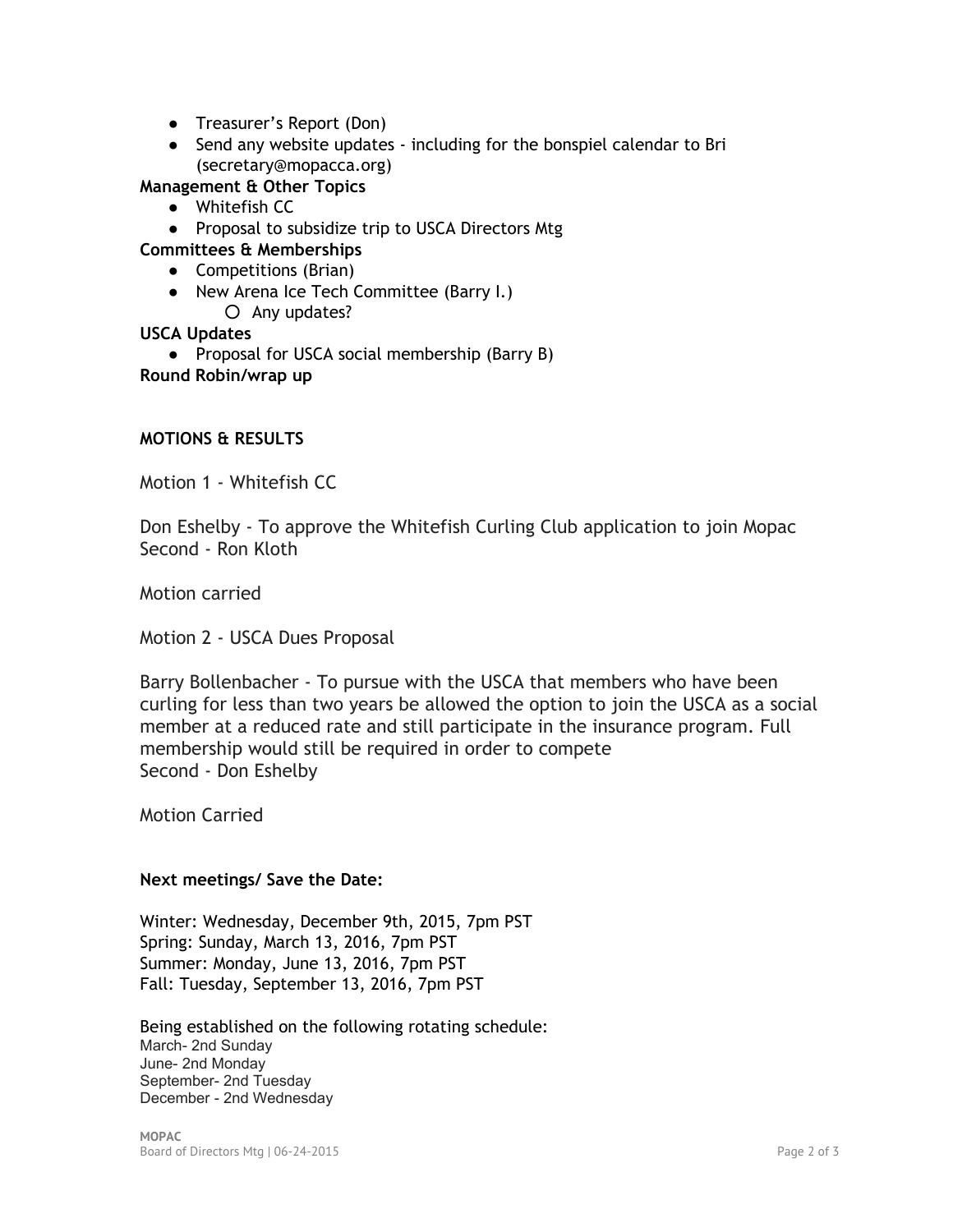- Treasurer's Report (Don)
- Send any website updates - including for the bonspiel calendar to Bri (secretary@mopacca.org)

**Management & Other Topics**

- Whitefish CC
- Proposal to subsidize trip to USCA Directors Mtg

**Committees & Memberships**

- Competitions (Brian)
- New Arena Ice Tech Committee (Barry I.)
  - Any updates?

**USCA Updates**

- Proposal for USCA social membership (Barry B)

**Round Robin/wrap up**

**MOTIONS & RESULTS**

Motion 1 - Whitefish CC

Don Eshelby - To approve the Whitefish Curling Club application to join Mopac
Second - Ron Kloth

Motion carried

Motion 2 - USCA Dues Proposal

Barry Bollenbacher - To pursue with the USCA that members who have been curling for less than two years be allowed the option to join the USCA as a social member at a reduced rate and still participate in the insurance program. Full membership would still be required in order to compete
Second - Don Eshelby

Motion Carried

**Next meetings/ Save the Date:**

Winter: Wednesday, December 9th, 2015, 7pm PST
Spring: Sunday, March 13, 2016, 7pm PST
Summer: Monday, June 13, 2016, 7pm PST
Fall: Tuesday, September 13, 2016, 7pm PST

Being established on the following rotating schedule:
March- 2nd Sunday
June- 2nd Monday
September- 2nd Tuesday
December - 2nd Wednesday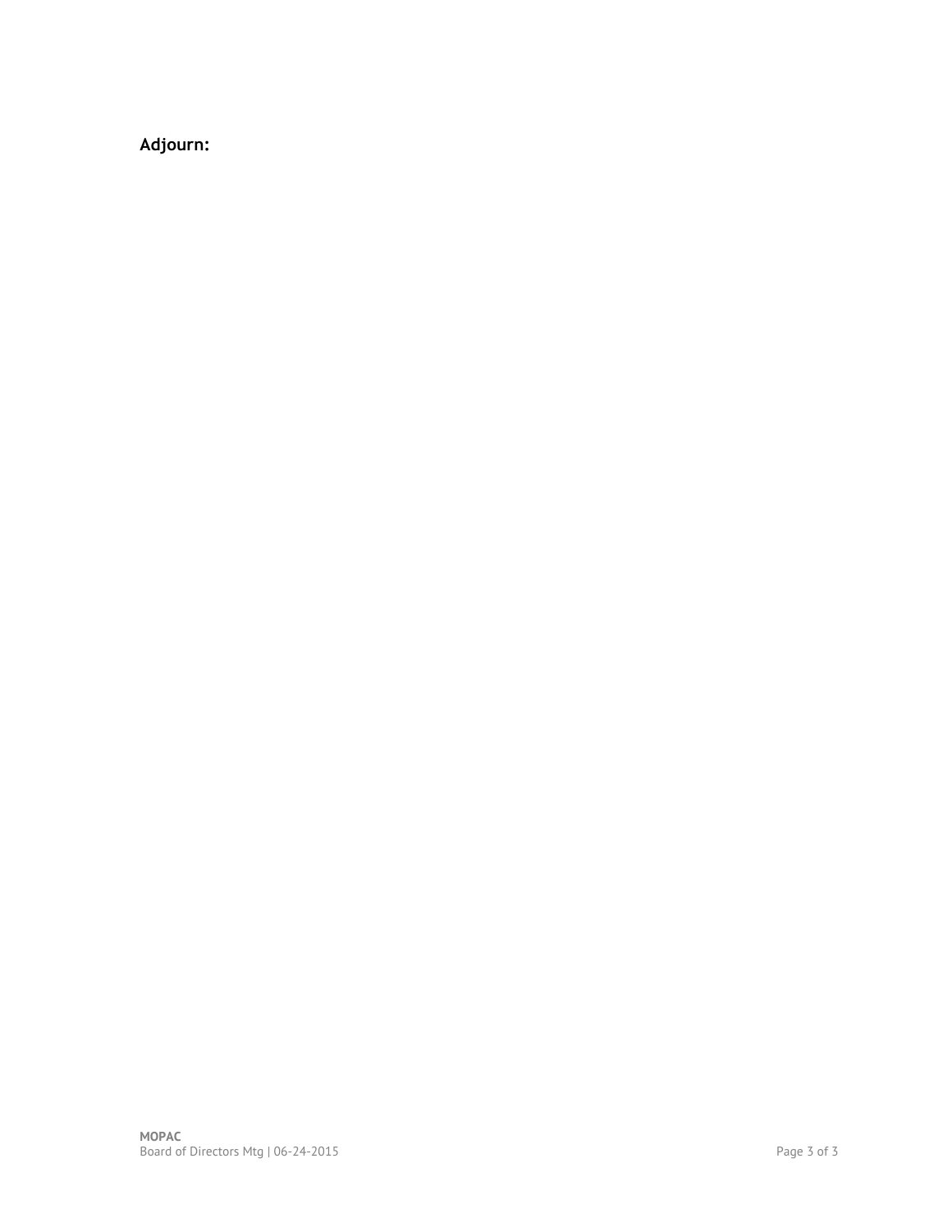**Adjourn:**